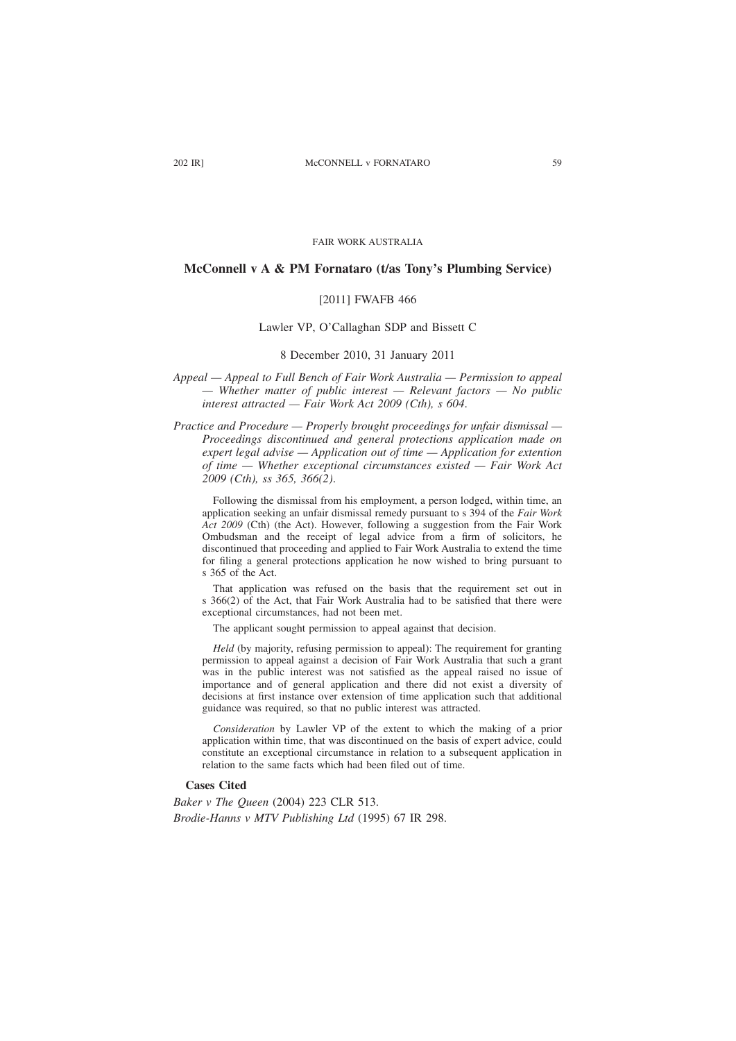FAIR WORK AUSTRALIA

## McConnell v A & PM Fornataro (t/as Tony's Plumbing Service)

[2011] FWAFB 466

Lawler VP, O'Callaghan SDP and Bissett C

8 December 2010, 31 January 2011

*Appeal — Appeal to Full Bench of Fair Work Australia — Permission to appeal — Whether matter of public interest — Relevant factors — No public interest attracted — Fair Work Act 2009 (Cth), s 604.*

*Practice and Procedure — Properly brought proceedings for unfair dismissal — Proceedings discontinued and general protections application made on expert legal advise — Application out of time — Application for extention of time — Whether exceptional circumstances existed — Fair Work Act 2009 (Cth), ss 365, 366(2).*

Following the dismissal from his employment, a person lodged, within time, an application seeking an unfair dismissal remedy pursuant to s 394 of the *Fair Work Act 2009* (Cth) (the Act). However, following a suggestion from the Fair Work Ombudsman and the receipt of legal advice from a firm of solicitors, he discontinued that proceeding and applied to Fair Work Australia to extend the time for filing a general protections application he now wished to bring pursuant to s 365 of the Act.

That application was refused on the basis that the requirement set out in s 366(2) of the Act, that Fair Work Australia had to be satisfied that there were exceptional circumstances, had not been met.

The applicant sought permission to appeal against that decision.

*Held* (by majority, refusing permission to appeal): The requirement for granting permission to appeal against a decision of Fair Work Australia that such a grant was in the public interest was not satisfied as the appeal raised no issue of importance and of general application and there did not exist a diversity of decisions at first instance over extension of time application such that additional guidance was required, so that no public interest was attracted.

*Consideration* by Lawler VP of the extent to which the making of a prior application within time, that was discontinued on the basis of expert advice, could constitute an exceptional circumstance in relation to a subsequent application in relation to the same facts which had been filed out of time.

**Cases Cited**

*Baker v The Queen* (2004) 223 CLR 513.

*Brodie-Hanns v MTV Publishing Ltd* (1995) 67 IR 298.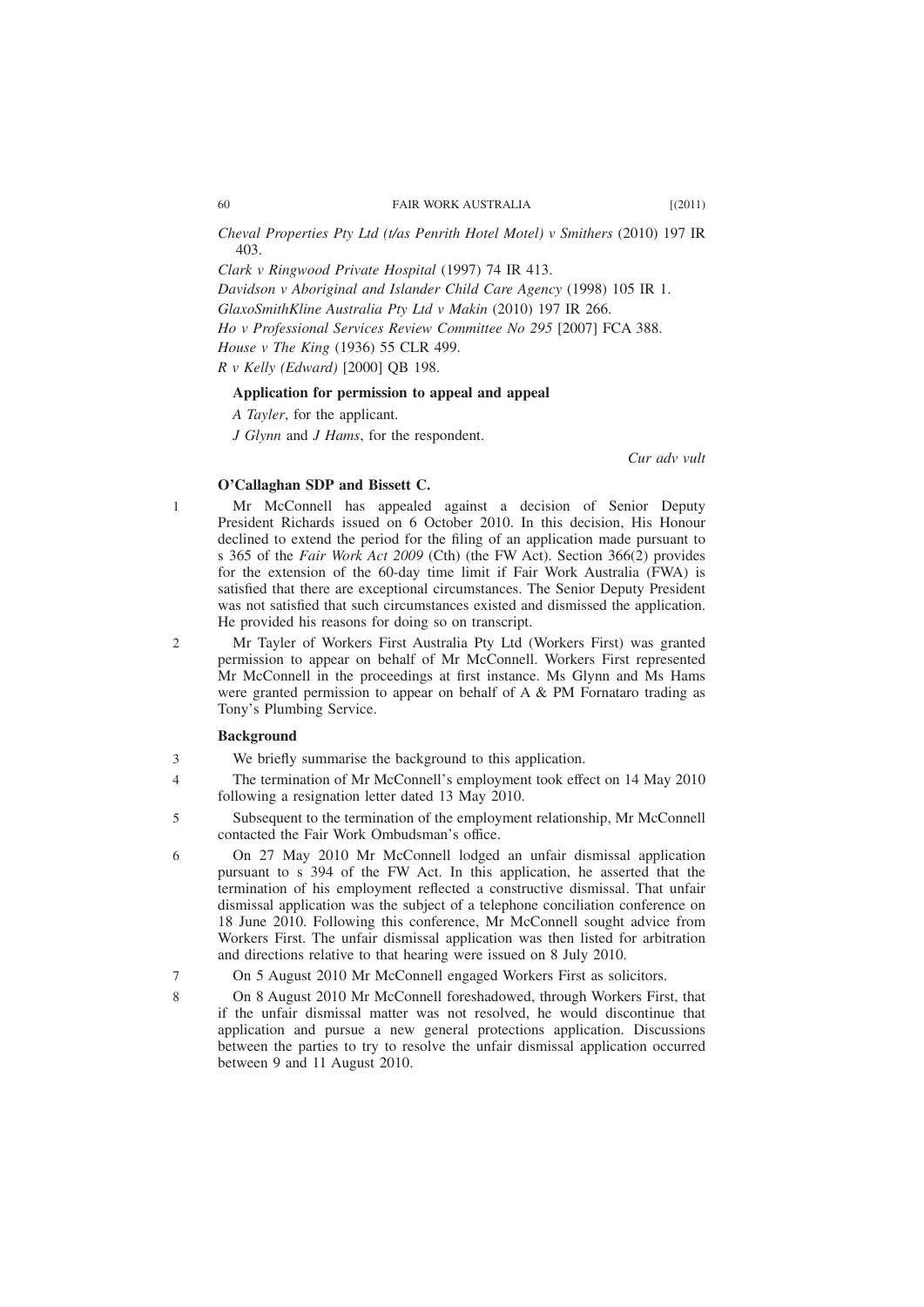*Cheval Properties Pty Ltd (t/as Penrith Hotel Motel) v Smithers* (2010) 197 IR 403.

*Clark v Ringwood Private Hospital* (1997) 74 IR 413.

*Davidson v Aboriginal and Islander Child Care Agency* (1998) 105 IR 1.

*GlaxoSmithKline Australia Pty Ltd v Makin* (2010) 197 IR 266.

*Ho v Professional Services Review Committee No 295* [2007] FCA 388.

*House v The King* (1936) 55 CLR 499.

*R v Kelly (Edward)* [2000] QB 198.

**Application for permission to appeal and appeal**

*A Tayler*, for the applicant.

*J Glynn* and *J Hams*, for the respondent.

*Cur adv vult*

**O'Callaghan SDP and Bissett C.**

1 Mr McConnell has appealed against a decision of Senior Deputy President Richards issued on 6 October 2010. In this decision, His Honour declined to extend the period for the filing of an application made pursuant to s 365 of the *Fair Work Act 2009* (Cth) (the FW Act). Section 366(2) provides for the extension of the 60-day time limit if Fair Work Australia (FWA) is satisfied that there are exceptional circumstances. The Senior Deputy President was not satisfied that such circumstances existed and dismissed the application. He provided his reasons for doing so on transcript.

2 Mr Tayler of Workers First Australia Pty Ltd (Workers First) was granted permission to appear on behalf of Mr McConnell. Workers First represented Mr McConnell in the proceedings at first instance. Ms Glynn and Ms Hams were granted permission to appear on behalf of A & PM Fornataro trading as Tony's Plumbing Service.

**Background**

3 We briefly summarise the background to this application.

4 The termination of Mr McConnell's employment took effect on 14 May 2010 following a resignation letter dated 13 May 2010.

5 Subsequent to the termination of the employment relationship, Mr McConnell contacted the Fair Work Ombudsman's office.

6 On 27 May 2010 Mr McConnell lodged an unfair dismissal application pursuant to s 394 of the FW Act. In this application, he asserted that the termination of his employment reflected a constructive dismissal. That unfair dismissal application was the subject of a telephone conciliation conference on 18 June 2010. Following this conference, Mr McConnell sought advice from Workers First. The unfair dismissal application was then listed for arbitration and directions relative to that hearing were issued on 8 July 2010.

7 On 5 August 2010 Mr McConnell engaged Workers First as solicitors.

8 On 8 August 2010 Mr McConnell foreshadowed, through Workers First, that if the unfair dismissal matter was not resolved, he would discontinue that application and pursue a new general protections application. Discussions between the parties to try to resolve the unfair dismissal application occurred between 9 and 11 August 2010.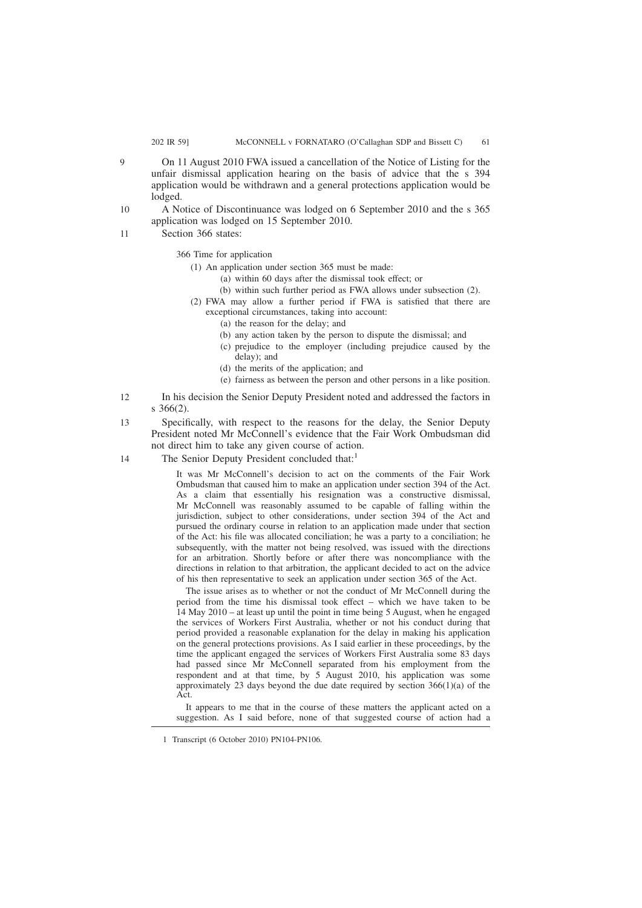9 On 11 August 2010 FWA issued a cancellation of the Notice of Listing for the unfair dismissal application hearing on the basis of advice that the s 394 application would be withdrawn and a general protections application would be lodged.

10 A Notice of Discontinuance was lodged on 6 September 2010 and the s 365 application was lodged on 15 September 2010.

11 Section 366 states:

> 366 Time for application
>
> (1) An application under section 365 must be made:
>
> (a) within 60 days after the dismissal took effect; or
>
> (b) within such further period as FWA allows under subsection (2).
>
> (2) FWA may allow a further period if FWA is satisfied that there are exceptional circumstances, taking into account:
>
> (a) the reason for the delay; and
>
> (b) any action taken by the person to dispute the dismissal; and
>
> (c) prejudice to the employer (including prejudice caused by the delay); and
>
> (d) the merits of the application; and
>
> (e) fairness as between the person and other persons in a like position.

12 In his decision the Senior Deputy President noted and addressed the factors in s 366(2).

13 Specifically, with respect to the reasons for the delay, the Senior Deputy President noted Mr McConnell's evidence that the Fair Work Ombudsman did not direct him to take any given course of action.

14 The Senior Deputy President concluded that:[1]

> It was Mr McConnell's decision to act on the comments of the Fair Work Ombudsman that caused him to make an application under section 394 of the Act. As a claim that essentially his resignation was a constructive dismissal, Mr McConnell was reasonably assumed to be capable of falling within the jurisdiction, subject to other considerations, under section 394 of the Act and pursued the ordinary course in relation to an application made under that section of the Act: his file was allocated conciliation; he was a party to a conciliation; he subsequently, with the matter not being resolved, was issued with the directions for an arbitration. Shortly before or after there was noncompliance with the directions in relation to that arbitration, the applicant decided to act on the advice of his then representative to seek an application under section 365 of the Act.
>
> The issue arises as to whether or not the conduct of Mr McConnell during the period from the time his dismissal took effect – which we have taken to be 14 May 2010 – at least up until the point in time being 5 August, when he engaged the services of Workers First Australia, whether or not his conduct during that period provided a reasonable explanation for the delay in making his application on the general protections provisions. As I said earlier in these proceedings, by the time the applicant engaged the services of Workers First Australia some 83 days had passed since Mr McConnell separated from his employment from the respondent and at that time, by 5 August 2010, his application was some approximately 23 days beyond the due date required by section 366(1)(a) of the Act.
>
> It appears to me that in the course of these matters the applicant acted on a suggestion. As I said before, none of that suggested course of action had a

1 Transcript (6 October 2010) PN104-PN106.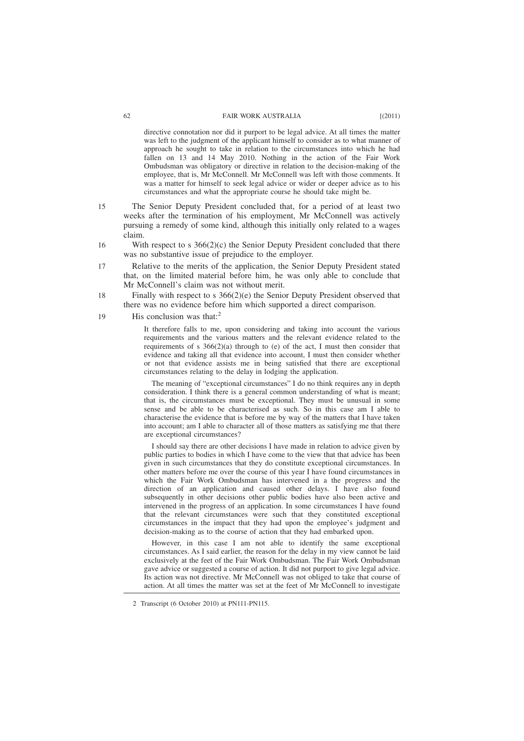directive connotation nor did it purport to be legal advice. At all times the matter was left to the judgment of the applicant himself to consider as to what manner of approach he sought to take in relation to the circumstances into which he had fallen on 13 and 14 May 2010. Nothing in the action of the Fair Work Ombudsman was obligatory or directive in relation to the decision-making of the employee, that is, Mr McConnell. Mr McConnell was left with those comments. It was a matter for himself to seek legal advice or wider or deeper advice as to his circumstances and what the appropriate course he should take might be.

15 The Senior Deputy President concluded that, for a period of at least two weeks after the termination of his employment, Mr McConnell was actively pursuing a remedy of some kind, although this initially only related to a wages claim.

16 With respect to s 366(2)(c) the Senior Deputy President concluded that there was no substantive issue of prejudice to the employer.

17 Relative to the merits of the application, the Senior Deputy President stated that, on the limited material before him, he was only able to conclude that Mr McConnell's claim was not without merit.

18 Finally with respect to s 366(2)(e) the Senior Deputy President observed that there was no evidence before him which supported a direct comparison.

19 His conclusion was that:[2]

> It therefore falls to me, upon considering and taking into account the various requirements and the various matters and the relevant evidence related to the requirements of s 366(2)(a) through to (e) of the act, I must then consider that evidence and taking all that evidence into account, I must then consider whether or not that evidence assists me in being satisfied that there are exceptional circumstances relating to the delay in lodging the application.
>
> The meaning of "exceptional circumstances" I do no think requires any in depth consideration. I think there is a general common understanding of what is meant; that is, the circumstances must be exceptional. They must be unusual in some sense and be able to be characterised as such. So in this case am I able to characterise the evidence that is before me by way of the matters that I have taken into account; am I able to character all of those matters as satisfying me that there are exceptional circumstances?
>
> I should say there are other decisions I have made in relation to advice given by public parties to bodies in which I have come to the view that that advice has been given in such circumstances that they do constitute exceptional circumstances. In other matters before me over the course of this year I have found circumstances in which the Fair Work Ombudsman has intervened in a the progress and the direction of an application and caused other delays. I have also found subsequently in other decisions other public bodies have also been active and intervened in the progress of an application. In some circumstances I have found that the relevant circumstances were such that they constituted exceptional circumstances in the impact that they had upon the employee's judgment and decision-making as to the course of action that they had embarked upon.
>
> However, in this case I am not able to identify the same exceptional circumstances. As I said earlier, the reason for the delay in my view cannot be laid exclusively at the feet of the Fair Work Ombudsman. The Fair Work Ombudsman gave advice or suggested a course of action. It did not purport to give legal advice. Its action was not directive. Mr McConnell was not obliged to take that course of action. At all times the matter was set at the feet of Mr McConnell to investigate

2 Transcript (6 October 2010) at PN111-PN115.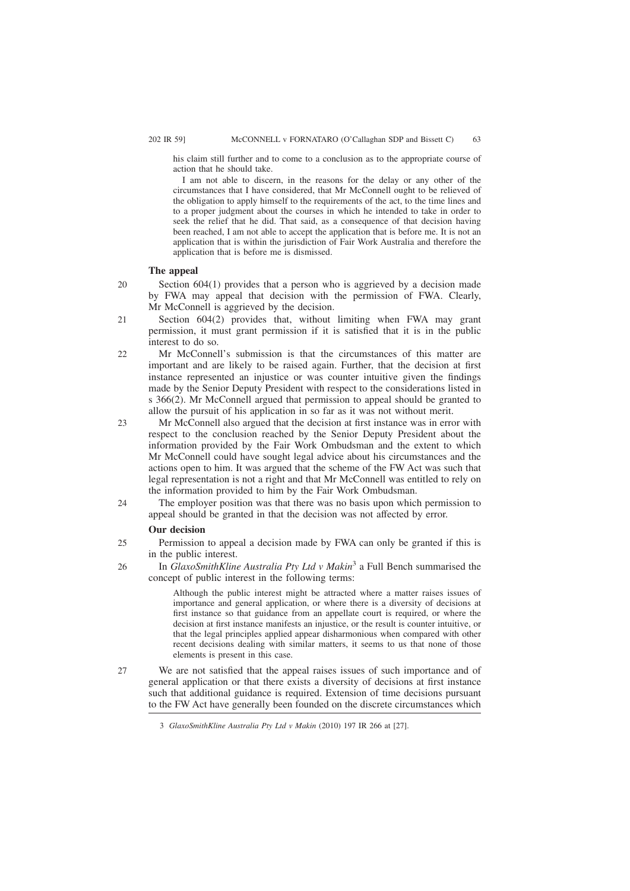his claim still further and to come to a conclusion as to the appropriate course of action that he should take.

I am not able to discern, in the reasons for the delay or any other of the circumstances that I have considered, that Mr McConnell ought to be relieved of the obligation to apply himself to the requirements of the act, to the time lines and to a proper judgment about the courses in which he intended to take in order to seek the relief that he did. That said, as a consequence of that decision having been reached, I am not able to accept the application that is before me. It is not an application that is within the jurisdiction of Fair Work Australia and therefore the application that is before me is dismissed.

**The appeal**

20 Section 604(1) provides that a person who is aggrieved by a decision made by FWA may appeal that decision with the permission of FWA. Clearly, Mr McConnell is aggrieved by the decision.

21 Section 604(2) provides that, without limiting when FWA may grant permission, it must grant permission if it is satisfied that it is in the public interest to do so.

22 Mr McConnell's submission is that the circumstances of this matter are important and are likely to be raised again. Further, that the decision at first instance represented an injustice or was counter intuitive given the findings made by the Senior Deputy President with respect to the considerations listed in s 366(2). Mr McConnell argued that permission to appeal should be granted to allow the pursuit of his application in so far as it was not without merit.

23 Mr McConnell also argued that the decision at first instance was in error with respect to the conclusion reached by the Senior Deputy President about the information provided by the Fair Work Ombudsman and the extent to which Mr McConnell could have sought legal advice about his circumstances and the actions open to him. It was argued that the scheme of the FW Act was such that legal representation is not a right and that Mr McConnell was entitled to rely on the information provided to him by the Fair Work Ombudsman.

24 The employer position was that there was no basis upon which permission to appeal should be granted in that the decision was not affected by error.

**Our decision**

25 Permission to appeal a decision made by FWA can only be granted if this is in the public interest.

26 In *GlaxoSmithKline Australia Pty Ltd v Makin*[3] a Full Bench summarised the concept of public interest in the following terms:

> Although the public interest might be attracted where a matter raises issues of importance and general application, or where there is a diversity of decisions at first instance so that guidance from an appellate court is required, or where the decision at first instance manifests an injustice, or the result is counter intuitive, or that the legal principles applied appear disharmonious when compared with other recent decisions dealing with similar matters, it seems to us that none of those elements is present in this case.

27 We are not satisfied that the appeal raises issues of such importance and of general application or that there exists a diversity of decisions at first instance such that additional guidance is required. Extension of time decisions pursuant to the FW Act have generally been founded on the discrete circumstances which

---

3 *GlaxoSmithKline Australia Pty Ltd v Makin* (2010) 197 IR 266 at [27].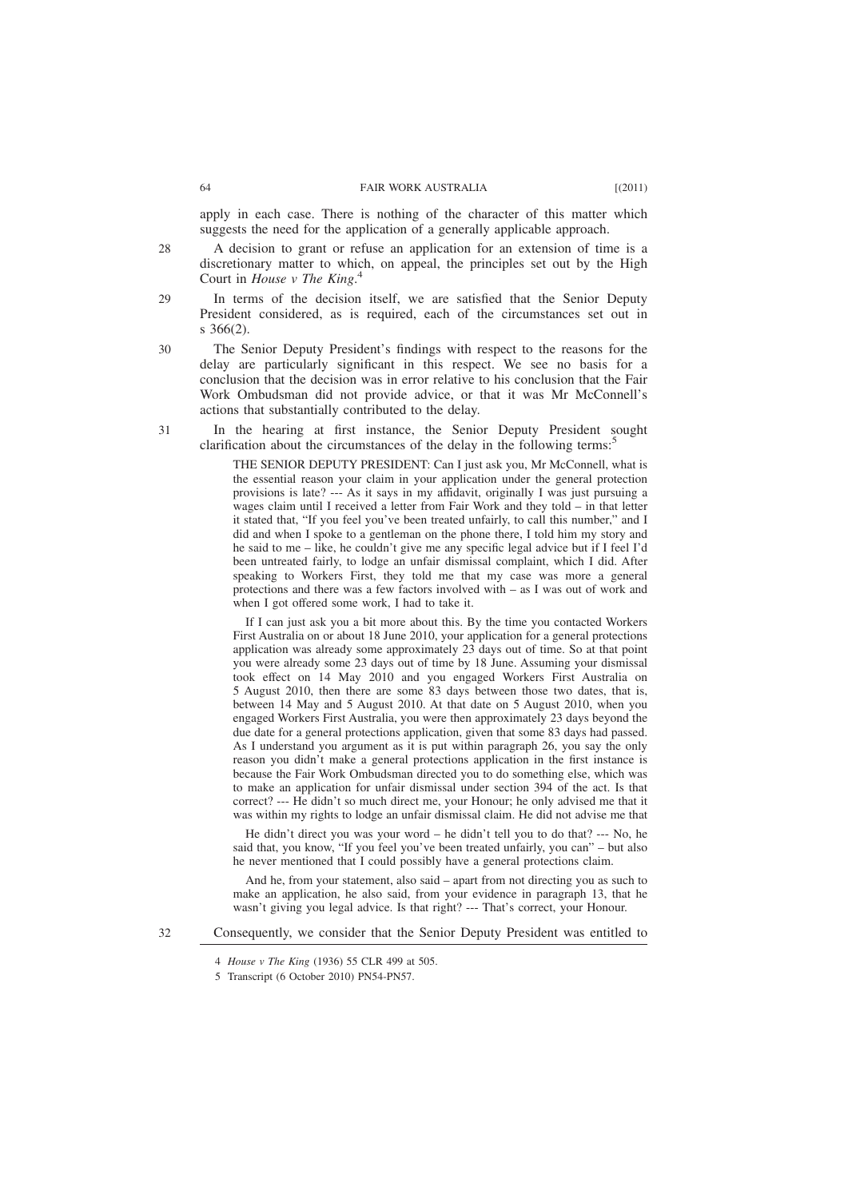apply in each case. There is nothing of the character of this matter which suggests the need for the application of a generally applicable approach.

28 A decision to grant or refuse an application for an extension of time is a discretionary matter to which, on appeal, the principles set out by the High Court in *House v The King*.[4]

29 In terms of the decision itself, we are satisfied that the Senior Deputy President considered, as is required, each of the circumstances set out in s 366(2).

30 The Senior Deputy President's findings with respect to the reasons for the delay are particularly significant in this respect. We see no basis for a conclusion that the decision was in error relative to his conclusion that the Fair Work Ombudsman did not provide advice, or that it was Mr McConnell's actions that substantially contributed to the delay.

31 In the hearing at first instance, the Senior Deputy President sought clarification about the circumstances of the delay in the following terms:[5]

> THE SENIOR DEPUTY PRESIDENT: Can I just ask you, Mr McConnell, what is the essential reason your claim in your application under the general protection provisions is late? --- As it says in my affidavit, originally I was just pursuing a wages claim until I received a letter from Fair Work and they told – in that letter it stated that, "If you feel you've been treated unfairly, to call this number," and I did and when I spoke to a gentleman on the phone there, I told him my story and he said to me – like, he couldn't give me any specific legal advice but if I feel I'd been untreated fairly, to lodge an unfair dismissal complaint, which I did. After speaking to Workers First, they told me that my case was more a general protections and there was a few factors involved with – as I was out of work and when I got offered some work, I had to take it.
>
> If I can just ask you a bit more about this. By the time you contacted Workers First Australia on or about 18 June 2010, your application for a general protections application was already some approximately 23 days out of time. So at that point you were already some 23 days out of time by 18 June. Assuming your dismissal took effect on 14 May 2010 and you engaged Workers First Australia on 5 August 2010, then there are some 83 days between those two dates, that is, between 14 May and 5 August 2010. At that date on 5 August 2010, when you engaged Workers First Australia, you were then approximately 23 days beyond the due date for a general protections application, given that some 83 days had passed. As I understand you argument as it is put within paragraph 26, you say the only reason you didn't make a general protections application in the first instance is because the Fair Work Ombudsman directed you to do something else, which was to make an application for unfair dismissal under section 394 of the act. Is that correct? --- He didn't so much direct me, your Honour; he only advised me that it was within my rights to lodge an unfair dismissal claim. He did not advise me that
>
> He didn't direct you was your word – he didn't tell you to do that? --- No, he said that, you know, "If you feel you've been treated unfairly, you can" – but also he never mentioned that I could possibly have a general protections claim.
>
> And he, from your statement, also said – apart from not directing you as such to make an application, he also said, from your evidence in paragraph 13, that he wasn't giving you legal advice. Is that right? --- That's correct, your Honour.

32 Consequently, we consider that the Senior Deputy President was entitled to

---

4 *House v The King* (1936) 55 CLR 499 at 505.

5 Transcript (6 October 2010) PN54-PN57.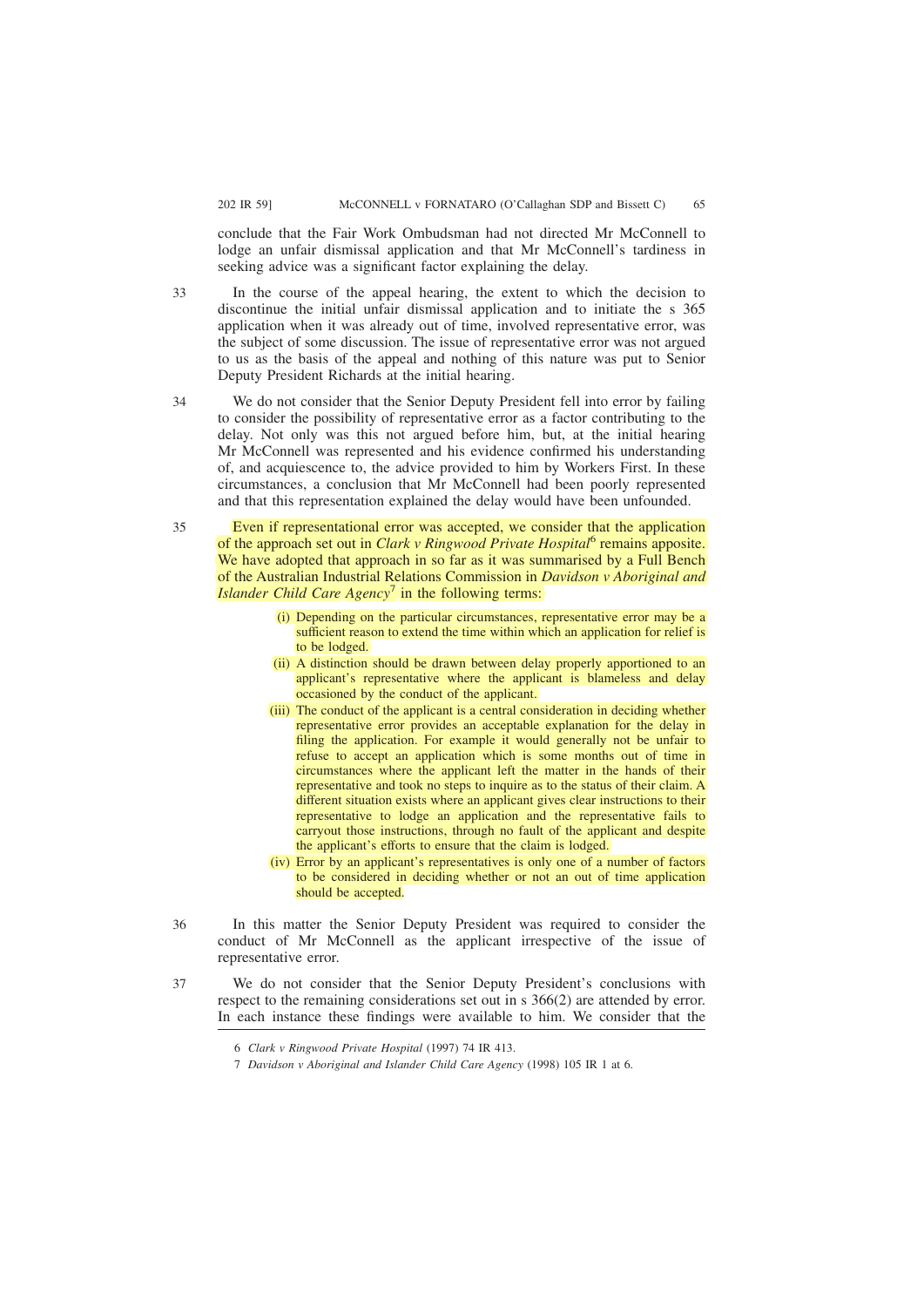conclude that the Fair Work Ombudsman had not directed Mr McConnell to lodge an unfair dismissal application and that Mr McConnell's tardiness in seeking advice was a significant factor explaining the delay.

33 In the course of the appeal hearing, the extent to which the decision to discontinue the initial unfair dismissal application and to initiate the s 365 application when it was already out of time, involved representative error, was the subject of some discussion. The issue of representative error was not argued to us as the basis of the appeal and nothing of this nature was put to Senior Deputy President Richards at the initial hearing.

34 We do not consider that the Senior Deputy President fell into error by failing to consider the possibility of representative error as a factor contributing to the delay. Not only was this not argued before him, but, at the initial hearing Mr McConnell was represented and his evidence confirmed his understanding of, and acquiescence to, the advice provided to him by Workers First. In these circumstances, a conclusion that Mr McConnell had been poorly represented and that this representation explained the delay would have been unfounded.

35 Even if representational error was accepted, we consider that the application of the approach set out in *Clark v Ringwood Private Hospital*[6] remains apposite. We have adopted that approach in so far as it was summarised by a Full Bench of the Australian Industrial Relations Commission in *Davidson v Aboriginal and Islander Child Care Agency*[7] in the following terms:

> (i) Depending on the particular circumstances, representative error may be a sufficient reason to extend the time within which an application for relief is to be lodged.
>
> (ii) A distinction should be drawn between delay properly apportioned to an applicant's representative where the applicant is blameless and delay occasioned by the conduct of the applicant.
>
> (iii) The conduct of the applicant is a central consideration in deciding whether representative error provides an acceptable explanation for the delay in filing the application. For example it would generally not be unfair to refuse to accept an application which is some months out of time in circumstances where the applicant left the matter in the hands of their representative and took no steps to inquire as to the status of their claim. A different situation exists where an applicant gives clear instructions to their representative to lodge an application and the representative fails to carryout those instructions, through no fault of the applicant and despite the applicant's efforts to ensure that the claim is lodged.
>
> (iv) Error by an applicant's representatives is only one of a number of factors to be considered in deciding whether or not an out of time application should be accepted.

36 In this matter the Senior Deputy President was required to consider the conduct of Mr McConnell as the applicant irrespective of the issue of representative error.

37 We do not consider that the Senior Deputy President's conclusions with respect to the remaining considerations set out in s 366(2) are attended by error. In each instance these findings were available to him. We consider that the

6 *Clark v Ringwood Private Hospital* (1997) 74 IR 413.

7 *Davidson v Aboriginal and Islander Child Care Agency* (1998) 105 IR 1 at 6.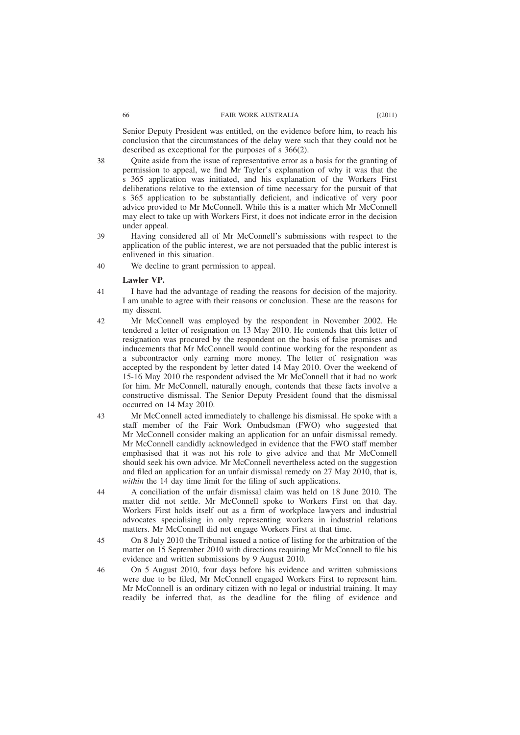Senior Deputy President was entitled, on the evidence before him, to reach his conclusion that the circumstances of the delay were such that they could not be described as exceptional for the purposes of s 366(2).

38 Quite aside from the issue of representative error as a basis for the granting of permission to appeal, we find Mr Tayler's explanation of why it was that the s 365 application was initiated, and his explanation of the Workers First deliberations relative to the extension of time necessary for the pursuit of that s 365 application to be substantially deficient, and indicative of very poor advice provided to Mr McConnell. While this is a matter which Mr McConnell may elect to take up with Workers First, it does not indicate error in the decision under appeal.

39 Having considered all of Mr McConnell's submissions with respect to the application of the public interest, we are not persuaded that the public interest is enlivened in this situation.

40 We decline to grant permission to appeal.

**Lawler VP.**

41 I have had the advantage of reading the reasons for decision of the majority. I am unable to agree with their reasons or conclusion. These are the reasons for my dissent.

42 Mr McConnell was employed by the respondent in November 2002. He tendered a letter of resignation on 13 May 2010. He contends that this letter of resignation was procured by the respondent on the basis of false promises and inducements that Mr McConnell would continue working for the respondent as a subcontractor only earning more money. The letter of resignation was accepted by the respondent by letter dated 14 May 2010. Over the weekend of 15-16 May 2010 the respondent advised the Mr McConnell that it had no work for him. Mr McConnell, naturally enough, contends that these facts involve a constructive dismissal. The Senior Deputy President found that the dismissal occurred on 14 May 2010.

43 Mr McConnell acted immediately to challenge his dismissal. He spoke with a staff member of the Fair Work Ombudsman (FWO) who suggested that Mr McConnell consider making an application for an unfair dismissal remedy. Mr McConnell candidly acknowledged in evidence that the FWO staff member emphasised that it was not his role to give advice and that Mr McConnell should seek his own advice. Mr McConnell nevertheless acted on the suggestion and filed an application for an unfair dismissal remedy on 27 May 2010, that is, *within* the 14 day time limit for the filing of such applications.

44 A conciliation of the unfair dismissal claim was held on 18 June 2010. The matter did not settle. Mr McConnell spoke to Workers First on that day. Workers First holds itself out as a firm of workplace lawyers and industrial advocates specialising in only representing workers in industrial relations matters. Mr McConnell did not engage Workers First at that time.

45 On 8 July 2010 the Tribunal issued a notice of listing for the arbitration of the matter on 15 September 2010 with directions requiring Mr McConnell to file his evidence and written submissions by 9 August 2010.

46 On 5 August 2010, four days before his evidence and written submissions were due to be filed, Mr McConnell engaged Workers First to represent him. Mr McConnell is an ordinary citizen with no legal or industrial training. It may readily be inferred that, as the deadline for the filing of evidence and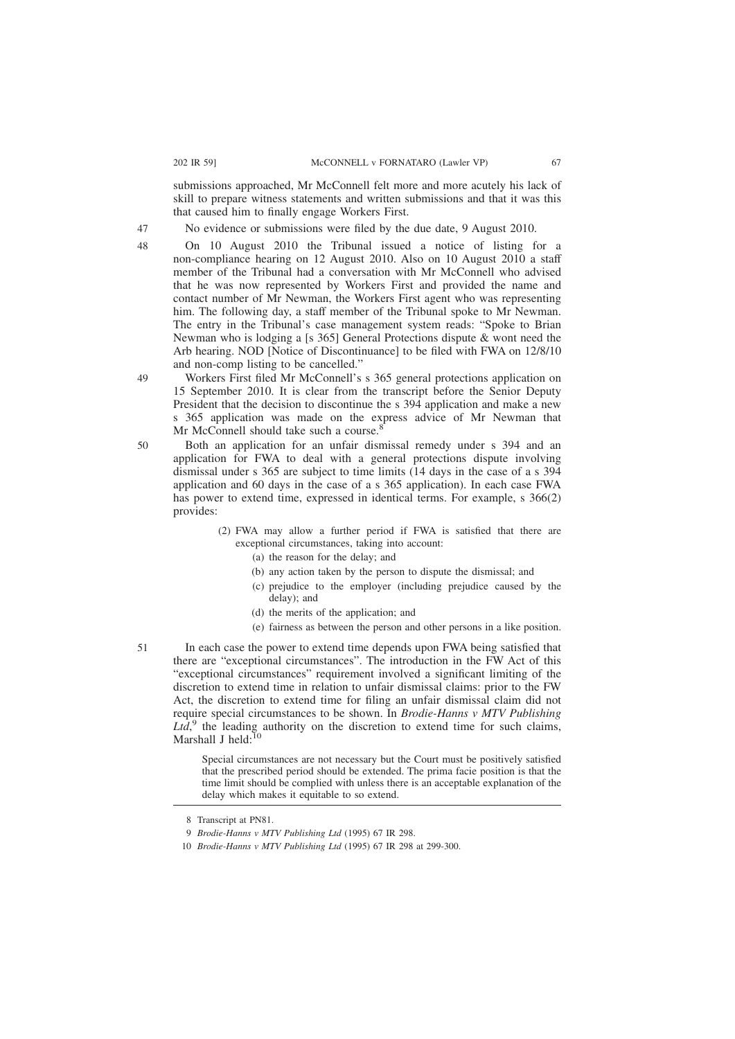submissions approached, Mr McConnell felt more and more acutely his lack of skill to prepare witness statements and written submissions and that it was this that caused him to finally engage Workers First.

47 No evidence or submissions were filed by the due date, 9 August 2010.

48 On 10 August 2010 the Tribunal issued a notice of listing for a non-compliance hearing on 12 August 2010. Also on 10 August 2010 a staff member of the Tribunal had a conversation with Mr McConnell who advised that he was now represented by Workers First and provided the name and contact number of Mr Newman, the Workers First agent who was representing him. The following day, a staff member of the Tribunal spoke to Mr Newman. The entry in the Tribunal's case management system reads: "Spoke to Brian Newman who is lodging a [s 365] General Protections dispute & wont need the Arb hearing. NOD [Notice of Discontinuance] to be filed with FWA on 12/8/10 and non-comp listing to be cancelled."

49 Workers First filed Mr McConnell's s 365 general protections application on 15 September 2010. It is clear from the transcript before the Senior Deputy President that the decision to discontinue the s 394 application and make a new s 365 application was made on the express advice of Mr Newman that Mr McConnell should take such a course.[8]

50 Both an application for an unfair dismissal remedy under s 394 and an application for FWA to deal with a general protections dispute involving dismissal under s 365 are subject to time limits (14 days in the case of a s 394 application and 60 days in the case of a s 365 application). In each case FWA has power to extend time, expressed in identical terms. For example, s 366(2) provides:

> (2) FWA may allow a further period if FWA is satisfied that there are exceptional circumstances, taking into account:
>
> (a) the reason for the delay; and
>
> (b) any action taken by the person to dispute the dismissal; and
>
> (c) prejudice to the employer (including prejudice caused by the delay); and
>
> (d) the merits of the application; and
>
> (e) fairness as between the person and other persons in a like position.

51 In each case the power to extend time depends upon FWA being satisfied that there are "exceptional circumstances". The introduction in the FW Act of this "exceptional circumstances" requirement involved a significant limiting of the discretion to extend time in relation to unfair dismissal claims: prior to the FW Act, the discretion to extend time for filing an unfair dismissal claim did not require special circumstances to be shown. In *Brodie-Hanns v MTV Publishing Ltd*,[9] the leading authority on the discretion to extend time for such claims, Marshall J held:[10]

> Special circumstances are not necessary but the Court must be positively satisfied that the prescribed period should be extended. The prima facie position is that the time limit should be complied with unless there is an acceptable explanation of the delay which makes it equitable to so extend.

---

8 Transcript at PN81.

9 *Brodie-Hanns v MTV Publishing Ltd* (1995) 67 IR 298.

10 *Brodie-Hanns v MTV Publishing Ltd* (1995) 67 IR 298 at 299-300.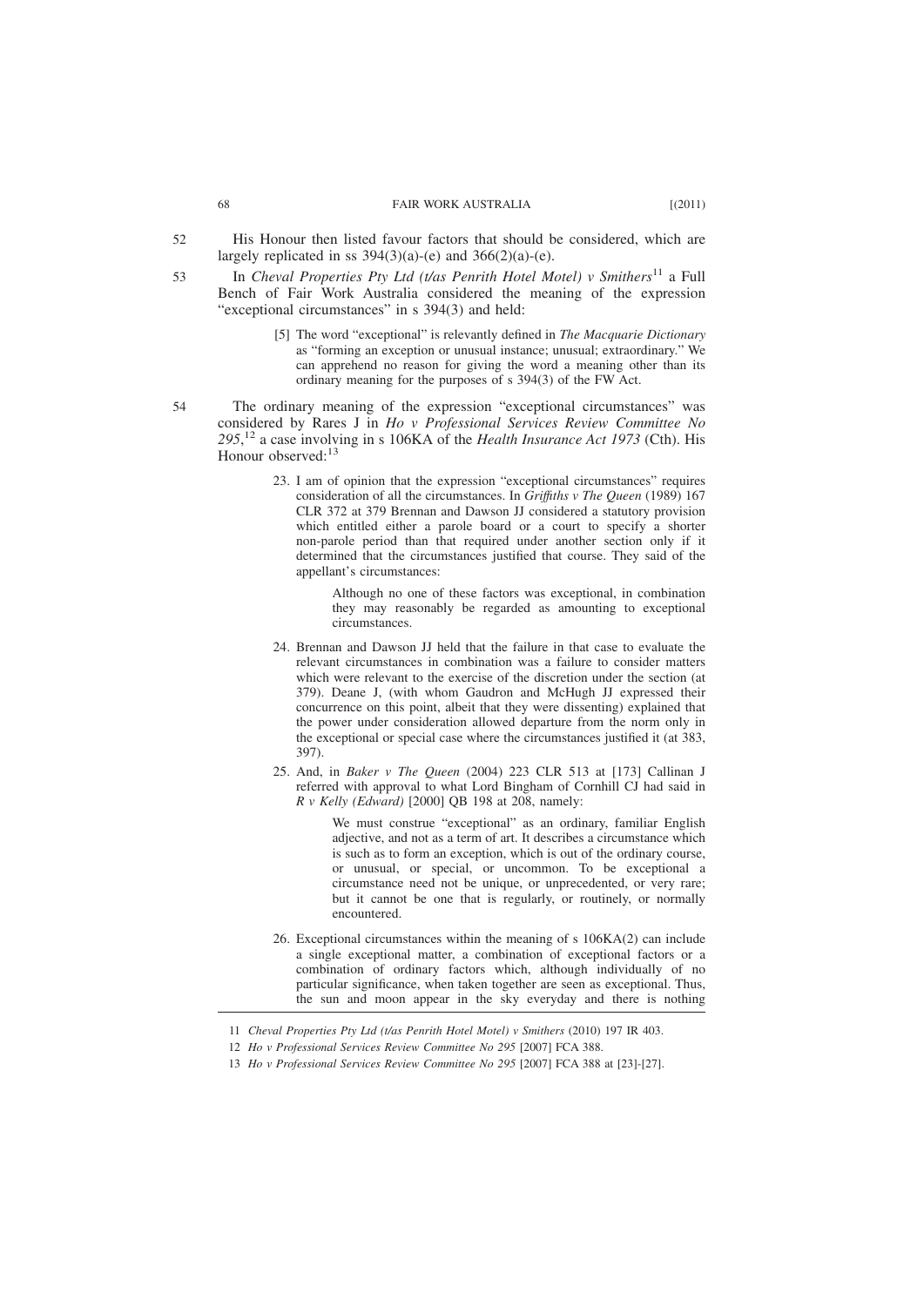52 His Honour then listed favour factors that should be considered, which are largely replicated in ss 394(3)(a)-(e) and 366(2)(a)-(e).

53 In *Cheval Properties Pty Ltd (t/as Penrith Hotel Motel) v Smithers*[11] a Full Bench of Fair Work Australia considered the meaning of the expression "exceptional circumstances" in s 394(3) and held:

> [5] The word "exceptional" is relevantly defined in *The Macquarie Dictionary* as "forming an exception or unusual instance; unusual; extraordinary." We can apprehend no reason for giving the word a meaning other than its ordinary meaning for the purposes of s 394(3) of the FW Act.

54 The ordinary meaning of the expression "exceptional circumstances" was considered by Rares J in *Ho v Professional Services Review Committee No 295*,[12] a case involving in s 106KA of the *Health Insurance Act 1973* (Cth). His Honour observed:[13]

> 23. I am of opinion that the expression "exceptional circumstances" requires consideration of all the circumstances. In *Griffiths v The Queen* (1989) 167 CLR 372 at 379 Brennan and Dawson JJ considered a statutory provision which entitled either a parole board or a court to specify a shorter non-parole period than that required under another section only if it determined that the circumstances justified that course. They said of the appellant's circumstances:
>
> > Although no one of these factors was exceptional, in combination they may reasonably be regarded as amounting to exceptional circumstances.
>
> 24. Brennan and Dawson JJ held that the failure in that case to evaluate the relevant circumstances in combination was a failure to consider matters which were relevant to the exercise of the discretion under the section (at 379). Deane J, (with whom Gaudron and McHugh JJ expressed their concurrence on this point, albeit that they were dissenting) explained that the power under consideration allowed departure from the norm only in the exceptional or special case where the circumstances justified it (at 383, 397).
>
> 25. And, in *Baker v The Queen* (2004) 223 CLR 513 at [173] Callinan J referred with approval to what Lord Bingham of Cornhill CJ had said in *R v Kelly (Edward)* [2000] QB 198 at 208, namely:
>
> > We must construe "exceptional" as an ordinary, familiar English adjective, and not as a term of art. It describes a circumstance which is such as to form an exception, which is out of the ordinary course, or unusual, or special, or uncommon. To be exceptional a circumstance need not be unique, or unprecedented, or very rare; but it cannot be one that is regularly, or routinely, or normally encountered.
>
> 26. Exceptional circumstances within the meaning of s 106KA(2) can include a single exceptional matter, a combination of exceptional factors or a combination of ordinary factors which, although individually of no particular significance, when taken together are seen as exceptional. Thus, the sun and moon appear in the sky everyday and there is nothing

---

11 *Cheval Properties Pty Ltd (t/as Penrith Hotel Motel) v Smithers* (2010) 197 IR 403.

12 *Ho v Professional Services Review Committee No 295* [2007] FCA 388.

13 *Ho v Professional Services Review Committee No 295* [2007] FCA 388 at [23]-[27].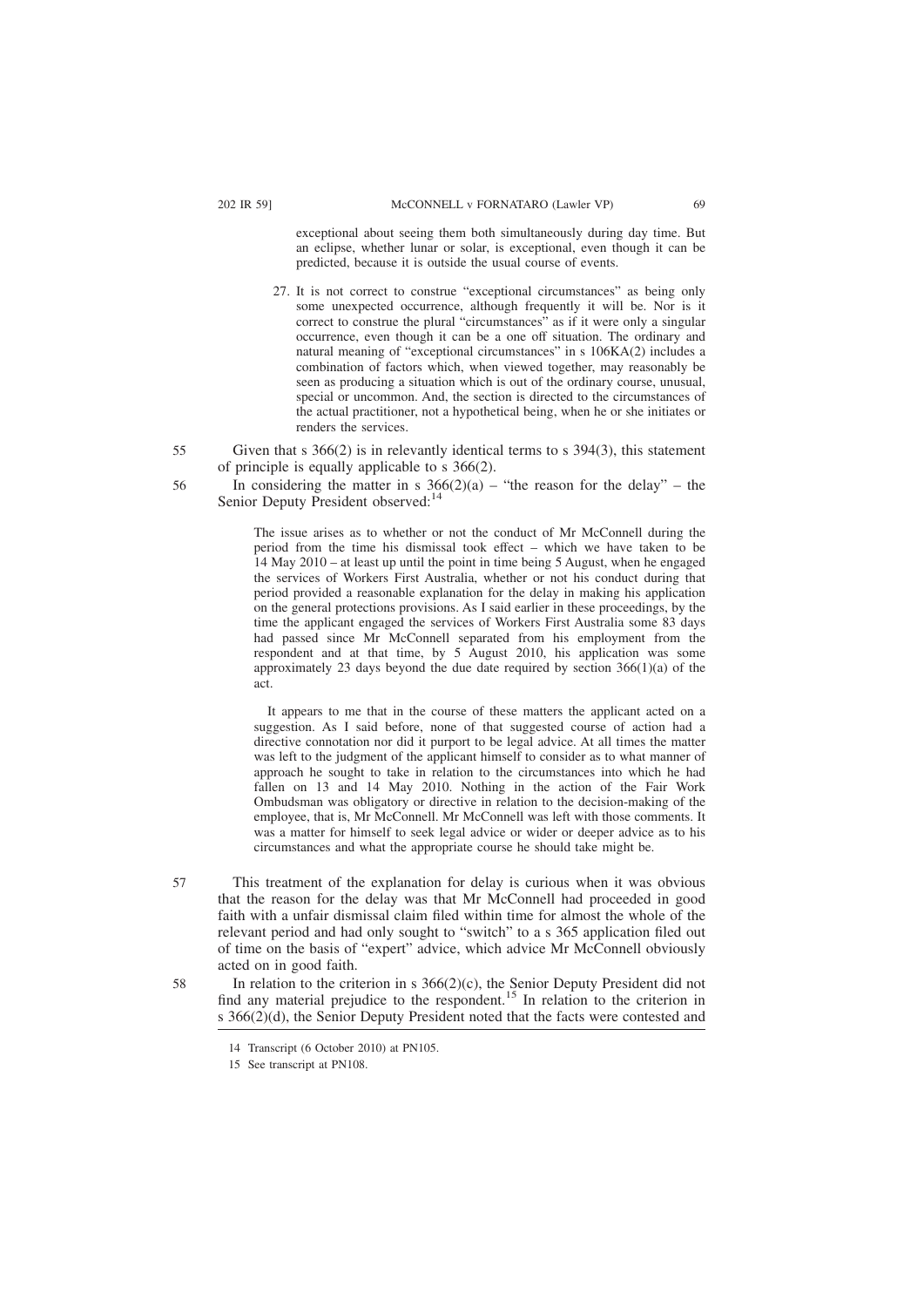exceptional about seeing them both simultaneously during day time. But an eclipse, whether lunar or solar, is exceptional, even though it can be predicted, because it is outside the usual course of events.

> 27. It is not correct to construe "exceptional circumstances" as being only some unexpected occurrence, although frequently it will be. Nor is it correct to construe the plural "circumstances" as if it were only a singular occurrence, even though it can be a one off situation. The ordinary and natural meaning of "exceptional circumstances" in s 106KA(2) includes a combination of factors which, when viewed together, may reasonably be seen as producing a situation which is out of the ordinary course, unusual, special or uncommon. And, the section is directed to the circumstances of the actual practitioner, not a hypothetical being, when he or she initiates or renders the services.

55 Given that s 366(2) is in relevantly identical terms to s 394(3), this statement of principle is equally applicable to s 366(2).

56 In considering the matter in s 366(2)(a) – "the reason for the delay" – the Senior Deputy President observed:[14]

> The issue arises as to whether or not the conduct of Mr McConnell during the period from the time his dismissal took effect – which we have taken to be 14 May 2010 – at least up until the point in time being 5 August, when he engaged the services of Workers First Australia, whether or not his conduct during that period provided a reasonable explanation for the delay in making his application on the general protections provisions. As I said earlier in these proceedings, by the time the applicant engaged the services of Workers First Australia some 83 days had passed since Mr McConnell separated from his employment from the respondent and at that time, by 5 August 2010, his application was some approximately 23 days beyond the due date required by section 366(1)(a) of the act.
>
> It appears to me that in the course of these matters the applicant acted on a suggestion. As I said before, none of that suggested course of action had a directive connotation nor did it purport to be legal advice. At all times the matter was left to the judgment of the applicant himself to consider as to what manner of approach he sought to take in relation to the circumstances into which he had fallen on 13 and 14 May 2010. Nothing in the action of the Fair Work Ombudsman was obligatory or directive in relation to the decision-making of the employee, that is, Mr McConnell. Mr McConnell was left with those comments. It was a matter for himself to seek legal advice or wider or deeper advice as to his circumstances and what the appropriate course he should take might be.

57 This treatment of the explanation for delay is curious when it was obvious that the reason for the delay was that Mr McConnell had proceeded in good faith with a unfair dismissal claim filed within time for almost the whole of the relevant period and had only sought to "switch" to a s 365 application filed out of time on the basis of "expert" advice, which advice Mr McConnell obviously acted on in good faith.

58 In relation to the criterion in s 366(2)(c), the Senior Deputy President did not find any material prejudice to the respondent.[15] In relation to the criterion in s 366(2)(d), the Senior Deputy President noted that the facts were contested and

---

14 Transcript (6 October 2010) at PN105.

15 See transcript at PN108.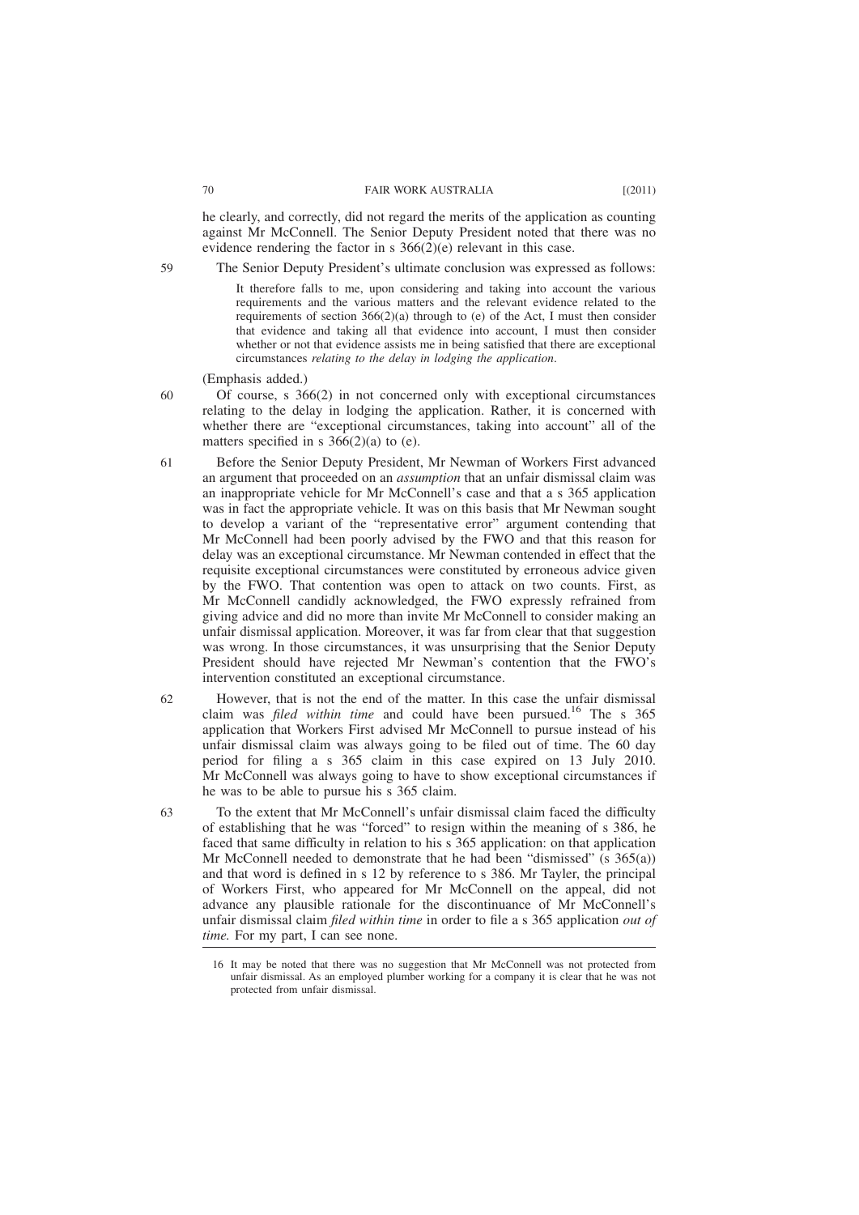he clearly, and correctly, did not regard the merits of the application as counting against Mr McConnell. The Senior Deputy President noted that there was no evidence rendering the factor in s 366(2)(e) relevant in this case.

59 The Senior Deputy President's ultimate conclusion was expressed as follows:

> It therefore falls to me, upon considering and taking into account the various requirements and the various matters and the relevant evidence related to the requirements of section 366(2)(a) through to (e) of the Act, I must then consider that evidence and taking all that evidence into account, I must then consider whether or not that evidence assists me in being satisfied that there are exceptional circumstances *relating to the delay in lodging the application*.

(Emphasis added.)

60 Of course, s 366(2) in not concerned only with exceptional circumstances relating to the delay in lodging the application. Rather, it is concerned with whether there are "exceptional circumstances, taking into account" all of the matters specified in s 366(2)(a) to (e).

61 Before the Senior Deputy President, Mr Newman of Workers First advanced an argument that proceeded on an *assumption* that an unfair dismissal claim was an inappropriate vehicle for Mr McConnell's case and that a s 365 application was in fact the appropriate vehicle. It was on this basis that Mr Newman sought to develop a variant of the "representative error" argument contending that Mr McConnell had been poorly advised by the FWO and that this reason for delay was an exceptional circumstance. Mr Newman contended in effect that the requisite exceptional circumstances were constituted by erroneous advice given by the FWO. That contention was open to attack on two counts. First, as Mr McConnell candidly acknowledged, the FWO expressly refrained from giving advice and did no more than invite Mr McConnell to consider making an unfair dismissal application. Moreover, it was far from clear that that suggestion was wrong. In those circumstances, it was unsurprising that the Senior Deputy President should have rejected Mr Newman's contention that the FWO's intervention constituted an exceptional circumstance.

62 However, that is not the end of the matter. In this case the unfair dismissal claim was *filed within time* and could have been pursued.[16] The s 365 application that Workers First advised Mr McConnell to pursue instead of his unfair dismissal claim was always going to be filed out of time. The 60 day period for filing a s 365 claim in this case expired on 13 July 2010. Mr McConnell was always going to have to show exceptional circumstances if he was to be able to pursue his s 365 claim.

63 To the extent that Mr McConnell's unfair dismissal claim faced the difficulty of establishing that he was "forced" to resign within the meaning of s 386, he faced that same difficulty in relation to his s 365 application: on that application Mr McConnell needed to demonstrate that he had been "dismissed" (s 365(a)) and that word is defined in s 12 by reference to s 386. Mr Tayler, the principal of Workers First, who appeared for Mr McConnell on the appeal, did not advance any plausible rationale for the discontinuance of Mr McConnell's unfair dismissal claim *filed within time* in order to file a s 365 application *out of time*. For my part, I can see none.

---

16 It may be noted that there was no suggestion that Mr McConnell was not protected from unfair dismissal. As an employed plumber working for a company it is clear that he was not protected from unfair dismissal.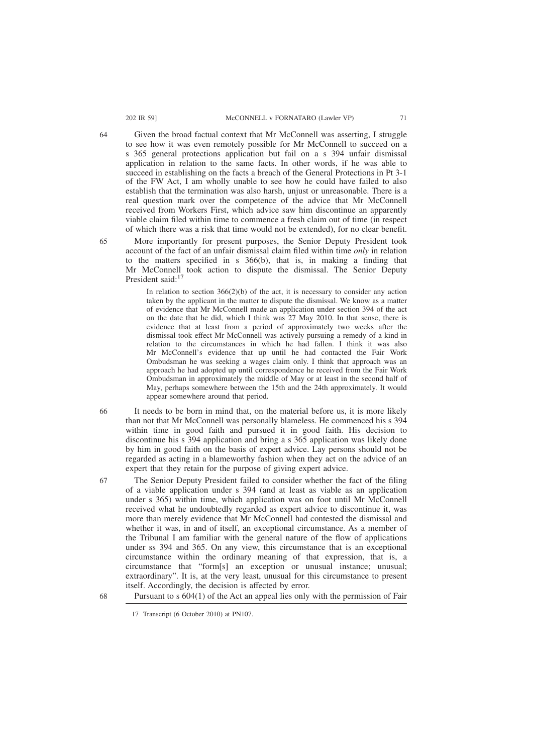64 Given the broad factual context that Mr McConnell was asserting, I struggle to see how it was even remotely possible for Mr McConnell to succeed on a s 365 general protections application but fail on a s 394 unfair dismissal application in relation to the same facts. In other words, if he was able to succeed in establishing on the facts a breach of the General Protections in Pt 3-1 of the FW Act, I am wholly unable to see how he could have failed to also establish that the termination was also harsh, unjust or unreasonable. There is a real question mark over the competence of the advice that Mr McConnell received from Workers First, which advice saw him discontinue an apparently viable claim filed within time to commence a fresh claim out of time (in respect of which there was a risk that time would not be extended), for no clear benefit.

65 More importantly for present purposes, the Senior Deputy President took account of the fact of an unfair dismissal claim filed within time *only* in relation to the matters specified in s 366(b), that is, in making a finding that Mr McConnell took action to dispute the dismissal. The Senior Deputy President said:[17]

> In relation to section 366(2)(b) of the act, it is necessary to consider any action taken by the applicant in the matter to dispute the dismissal. We know as a matter of evidence that Mr McConnell made an application under section 394 of the act on the date that he did, which I think was 27 May 2010. In that sense, there is evidence that at least from a period of approximately two weeks after the dismissal took effect Mr McConnell was actively pursuing a remedy of a kind in relation to the circumstances in which he had fallen. I think it was also Mr McConnell's evidence that up until he had contacted the Fair Work Ombudsman he was seeking a wages claim only. I think that approach was an approach he had adopted up until correspondence he received from the Fair Work Ombudsman in approximately the middle of May or at least in the second half of May, perhaps somewhere between the 15th and the 24th approximately. It would appear somewhere around that period.

66 It needs to be born in mind that, on the material before us, it is more likely than not that Mr McConnell was personally blameless. He commenced his s 394 within time in good faith and pursued it in good faith. His decision to discontinue his s 394 application and bring a s 365 application was likely done by him in good faith on the basis of expert advice. Lay persons should not be regarded as acting in a blameworthy fashion when they act on the advice of an expert that they retain for the purpose of giving expert advice.

67 The Senior Deputy President failed to consider whether the fact of the filing of a viable application under s 394 (and at least as viable as an application under s 365) within time, which application was on foot until Mr McConnell received what he undoubtedly regarded as expert advice to discontinue it, was more than merely evidence that Mr McConnell had contested the dismissal and whether it was, in and of itself, an exceptional circumstance. As a member of the Tribunal I am familiar with the general nature of the flow of applications under ss 394 and 365. On any view, this circumstance that is an exceptional circumstance within the ordinary meaning of that expression, that is, a circumstance that "form[s] an exception or unusual instance; unusual; extraordinary". It is, at the very least, unusual for this circumstance to present itself. Accordingly, the decision is affected by error.

68 Pursuant to s 604(1) of the Act an appeal lies only with the permission of Fair

---

17 Transcript (6 October 2010) at PN107.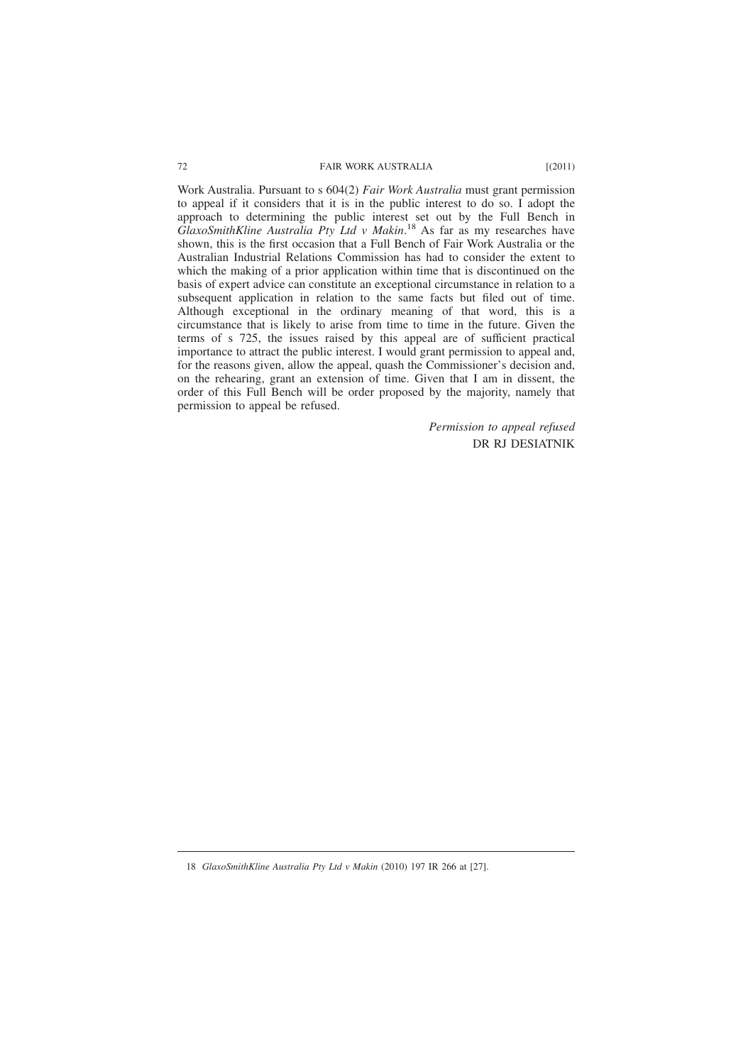Work Australia. Pursuant to s 604(2) *Fair Work Australia* must grant permission to appeal if it considers that it is in the public interest to do so. I adopt the approach to determining the public interest set out by the Full Bench in *GlaxoSmithKline Australia Pty Ltd v Makin*.[18] As far as my researches have shown, this is the first occasion that a Full Bench of Fair Work Australia or the Australian Industrial Relations Commission has had to consider the extent to which the making of a prior application within time that is discontinued on the basis of expert advice can constitute an exceptional circumstance in relation to a subsequent application in relation to the same facts but filed out of time. Although exceptional in the ordinary meaning of that word, this is a circumstance that is likely to arise from time to time in the future. Given the terms of s 725, the issues raised by this appeal are of sufficient practical importance to attract the public interest. I would grant permission to appeal and, for the reasons given, allow the appeal, quash the Commissioner's decision and, on the rehearing, grant an extension of time. Given that I am in dissent, the order of this Full Bench will be order proposed by the majority, namely that permission to appeal be refused.

*Permission to appeal refused*

DR RJ DESIATNIK

---

18 *GlaxoSmithKline Australia Pty Ltd v Makin* (2010) 197 IR 266 at [27].